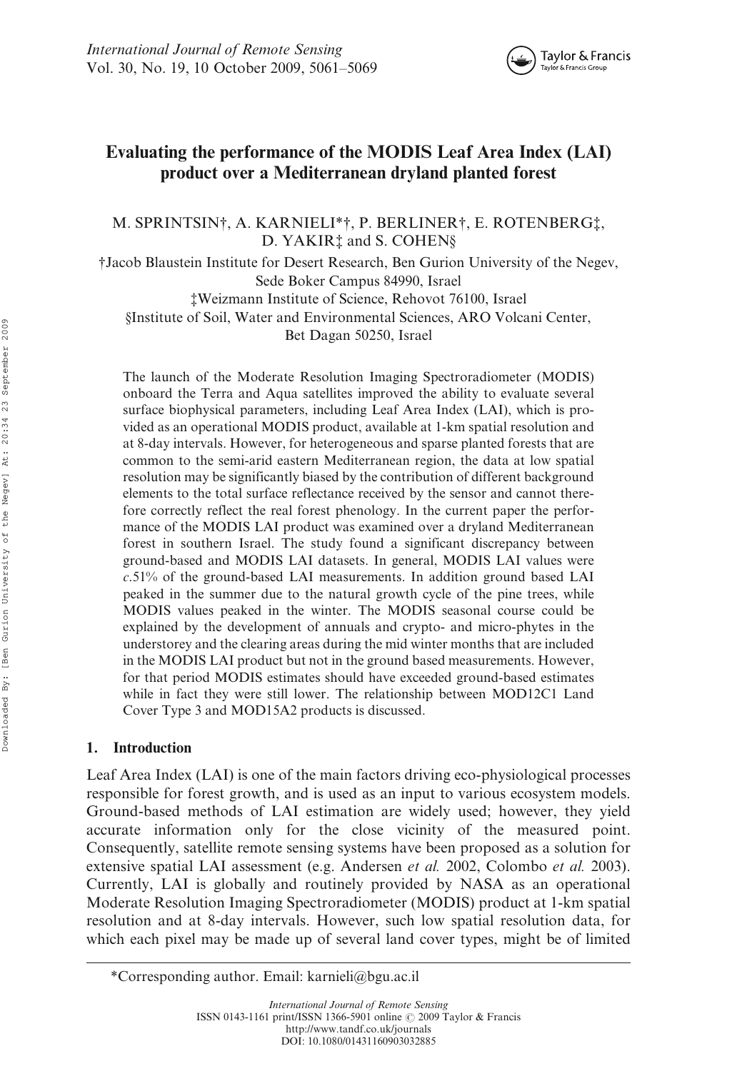# Evaluating the performance of the MODIS Leaf Area Index (LAI) product over a Mediterranean dryland planted forest

M. SPRINTSIN†, A. KARNIELI*†, P. BERLINER†, E. ROTENBERG‡, D. YAKIR‡ and S. COHEN§

†Jacob Blaustein Institute for Desert Research, Ben Gurion University of the Negev, Sede Boker Campus 84990, Israel

‡Weizmann Institute of Science, Rehovot 76100, Israel

§Institute of Soil, Water and Environmental Sciences, ARO Volcani Center, Bet Dagan 50250, Israel

The launch of the Moderate Resolution Imaging Spectroradiometer (MODIS) onboard the Terra and Aqua satellites improved the ability to evaluate several surface biophysical parameters, including Leaf Area Index (LAI), which is provided as an operational MODIS product, available at 1-km spatial resolution and at 8-day intervals. However, for heterogeneous and sparse planted forests that are common to the semi-arid eastern Mediterranean region, the data at low spatial resolution may be significantly biased by the contribution of different background elements to the total surface reflectance received by the sensor and cannot therefore correctly reflect the real forest phenology. In the current paper the performance of the MODIS LAI product was examined over a dryland Mediterranean forest in southern Israel. The study found a significant discrepancy between ground-based and MODIS LAI datasets. In general, MODIS LAI values were *c*.51% of the ground-based LAI measurements. In addition ground based LAI peaked in the summer due to the natural growth cycle of the pine trees, while MODIS values peaked in the winter. The MODIS seasonal course could be explained by the development of annuals and crypto- and micro-phytes in the understorey and the clearing areas during the mid winter months that are included in the MODIS LAI product but not in the ground based measurements. However, for that period MODIS estimates should have exceeded ground-based estimates while in fact they were still lower. The relationship between MOD12C1 Land Cover Type 3 and MOD15A2 products is discussed.

## 1. Introduction

Leaf Area Index (LAI) is one of the main factors driving eco-physiological processes responsible for forest growth, and is used as an input to various ecosystem models. Ground-based methods of LAI estimation are widely used; however, they yield accurate information only for the close vicinity of the measured point. Consequently, satellite remote sensing systems have been proposed as a solution for extensive spatial LAI assessment (e.g. Andersen *et al.* 2002, Colombo *et al.* 2003). Currently, LAI is globally and routinely provided by NASA as an operational Moderate Resolution Imaging Spectroradiometer (MODIS) product at 1-km spatial resolution and at 8-day intervals. However, such low spatial resolution data, for which each pixel may be made up of several land cover types, might be of limited

*Corresponding author. Email: karnieli@bgu.ac.il

International Journal of Remote Sensing
ISSN 0143-1161 print/ISSN 1366-5901 online © 2009 Taylor & Francis
http://www.tandf.co.uk/journals
DOI: 10.1080/01431160903032885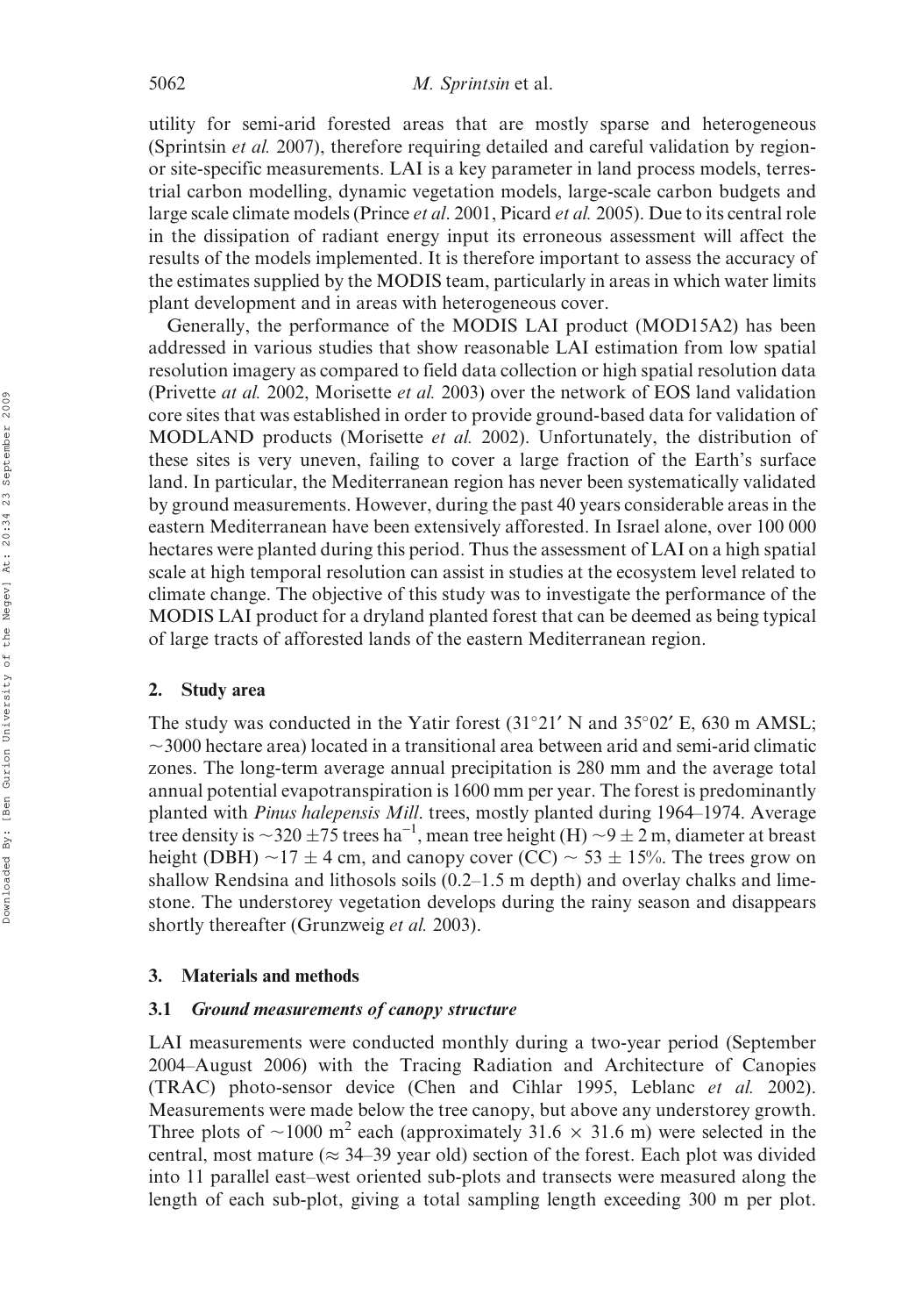utility for semi-arid forested areas that are mostly sparse and heterogeneous (Sprintsin *et al.* 2007), therefore requiring detailed and careful validation by region- or site-specific measurements. LAI is a key parameter in land process models, terrestrial carbon modelling, dynamic vegetation models, large-scale carbon budgets and large scale climate models (Prince *et al*. 2001, Picard *et al.* 2005). Due to its central role in the dissipation of radiant energy input its erroneous assessment will affect the results of the models implemented. It is therefore important to assess the accuracy of the estimates supplied by the MODIS team, particularly in areas in which water limits plant development and in areas with heterogeneous cover.

Generally, the performance of the MODIS LAI product (MOD15A2) has been addressed in various studies that show reasonable LAI estimation from low spatial resolution imagery as compared to field data collection or high spatial resolution data (Privette *at al.* 2002, Morisette *et al.* 2003) over the network of EOS land validation core sites that was established in order to provide ground-based data for validation of MODLAND products (Morisette *et al.* 2002). Unfortunately, the distribution of these sites is very uneven, failing to cover a large fraction of the Earth's surface land. In particular, the Mediterranean region has never been systematically validated by ground measurements. However, during the past 40 years considerable areas in the eastern Mediterranean have been extensively afforested. In Israel alone, over 100 000 hectares were planted during this period. Thus the assessment of LAI on a high spatial scale at high temporal resolution can assist in studies at the ecosystem level related to climate change. The objective of this study was to investigate the performance of the MODIS LAI product for a dryland planted forest that can be deemed as being typical of large tracts of afforested lands of the eastern Mediterranean region.

## 2. Study area

The study was conducted in the Yatir forest (31°21′ N and 35°02′ E, 630 m AMSL; ~3000 hectare area) located in a transitional area between arid and semi-arid climatic zones. The long-term average annual precipitation is 280 mm and the average total annual potential evapotranspiration is 1600 mm per year. The forest is predominantly planted with *Pinus halepensis Mill*. trees, mostly planted during 1964–1974. Average tree density is $\sim 320 \pm 75$ trees ha$^{-1}$, mean tree height (H) $\sim 9 \pm 2$ m, diameter at breast height (DBH) $\sim 17 \pm 4$ cm, and canopy cover (CC) $\sim 53 \pm 15\%$. The trees grow on shallow Rendsina and lithosols soils (0.2–1.5 m depth) and overlay chalks and limestone. The understorey vegetation develops during the rainy season and disappears shortly thereafter (Grunzweig *et al.* 2003).

## 3. Materials and methods

### 3.1 *Ground measurements of canopy structure*

LAI measurements were conducted monthly during a two-year period (September 2004–August 2006) with the Tracing Radiation and Architecture of Canopies (TRAC) photo-sensor device (Chen and Cihlar 1995, Leblanc *et al.* 2002). Measurements were made below the tree canopy, but above any understorey growth. Three plots of $\sim 1000$ m$^2$ each (approximately $31.6 \times 31.6$ m) were selected in the central, most mature ($\approx$ 34–39 year old) section of the forest. Each plot was divided into 11 parallel east–west oriented sub-plots and transects were measured along the length of each sub-plot, giving a total sampling length exceeding 300 m per plot.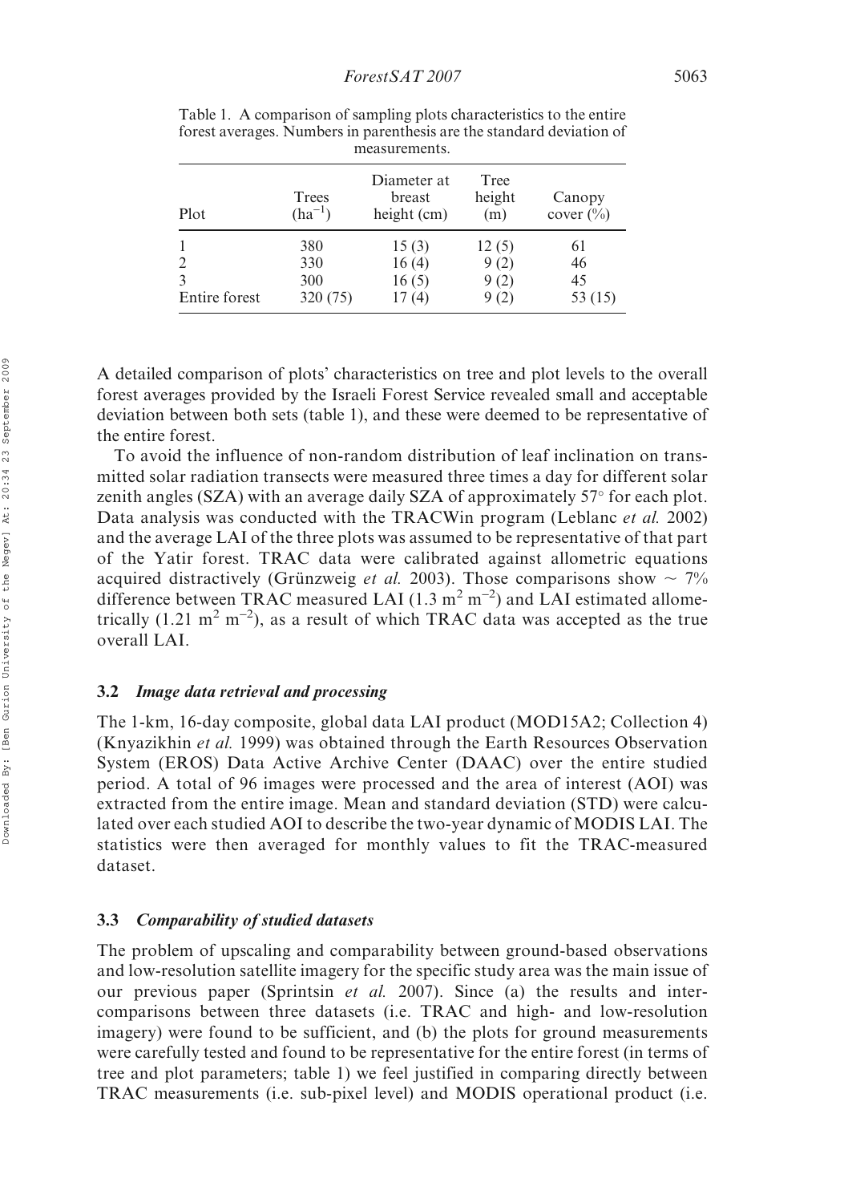Table 1. A comparison of sampling plots characteristics to the entire forest averages. Numbers in parenthesis are the standard deviation of measurements.

| Plot | Trees ($ha^{-1}$) | Diameter at breast height (cm) | Tree height (m) | Canopy cover (%) |
|---|---|---|---|---|
| 1 | 380 | 15 (3) | 12 (5) | 61 |
| 2 | 330 | 16 (4) | 9 (2) | 46 |
| 3 | 300 | 16 (5) | 9 (2) | 45 |
| Entire forest | 320 (75) | 17 (4) | 9 (2) | 53 (15) |

A detailed comparison of plots' characteristics on tree and plot levels to the overall forest averages provided by the Israeli Forest Service revealed small and acceptable deviation between both sets (table 1), and these were deemed to be representative of the entire forest.

To avoid the influence of non-random distribution of leaf inclination on transmitted solar radiation transects were measured three times a day for different solar zenith angles (SZA) with an average daily SZA of approximately 57° for each plot. Data analysis was conducted with the TRACWin program (Leblanc *et al.* 2002) and the average LAI of the three plots was assumed to be representative of that part of the Yatir forest. TRAC data were calibrated against allometric equations acquired distractively (Grünzweig *et al.* 2003). Those comparisons show $\sim$ 7% difference between TRAC measured LAI (1.3 $m^2$ $m^{-2}$) and LAI estimated allometrically (1.21 $m^2$ $m^{-2}$), as a result of which TRAC data was accepted as the true overall LAI.

### 3.2 *Image data retrieval and processing*

The 1-km, 16-day composite, global data LAI product (MOD15A2; Collection 4) (Knyazikhin *et al.* 1999) was obtained through the Earth Resources Observation System (EROS) Data Active Archive Center (DAAC) over the entire studied period. A total of 96 images were processed and the area of interest (AOI) was extracted from the entire image. Mean and standard deviation (STD) were calculated over each studied AOI to describe the two-year dynamic of MODIS LAI. The statistics were then averaged for monthly values to fit the TRAC-measured dataset.

### 3.3 *Comparability of studied datasets*

The problem of upscaling and comparability between ground-based observations and low-resolution satellite imagery for the specific study area was the main issue of our previous paper (Sprintsin *et al.* 2007). Since (a) the results and intercomparisons between three datasets (i.e. TRAC and high- and low-resolution imagery) were found to be sufficient, and (b) the plots for ground measurements were carefully tested and found to be representative for the entire forest (in terms of tree and plot parameters; table 1) we feel justified in comparing directly between TRAC measurements (i.e. sub-pixel level) and MODIS operational product (i.e.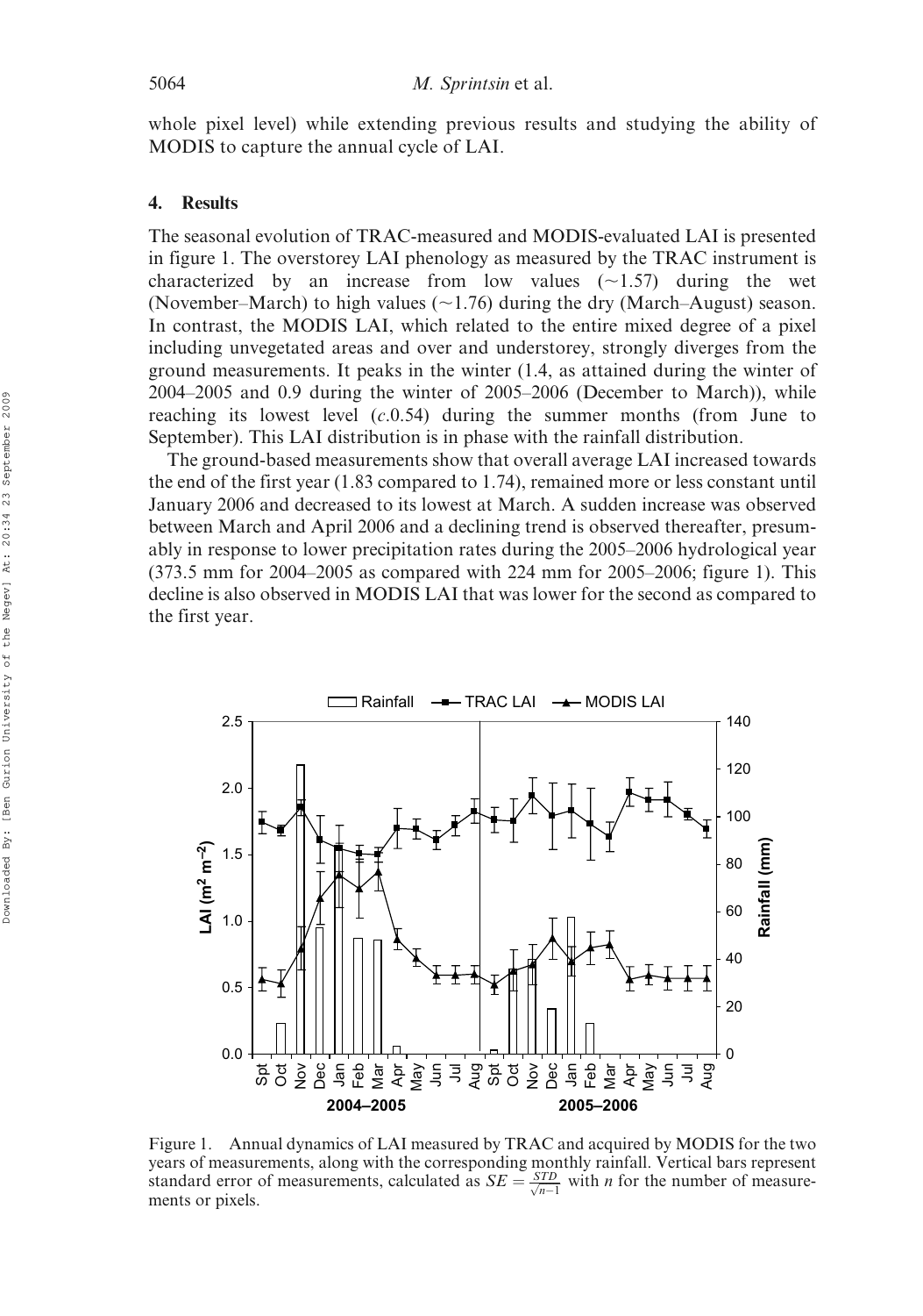whole pixel level) while extending previous results and studying the ability of MODIS to capture the annual cycle of LAI.

## 4. Results

The seasonal evolution of TRAC-measured and MODIS-evaluated LAI is presented in figure 1. The overstorey LAI phenology as measured by the TRAC instrument is characterized by an increase from low values (~1.57) during the wet (November–March) to high values (~1.76) during the dry (March–August) season. In contrast, the MODIS LAI, which related to the entire mixed degree of a pixel including unvegetated areas and over and understorey, strongly diverges from the ground measurements. It peaks in the winter (1.4, as attained during the winter of 2004–2005 and 0.9 during the winter of 2005–2006 (December to March)), while reaching its lowest level (*c.*0.54) during the summer months (from June to September). This LAI distribution is in phase with the rainfall distribution.

The ground-based measurements show that overall average LAI increased towards the end of the first year (1.83 compared to 1.74), remained more or less constant until January 2006 and decreased to its lowest at March. A sudden increase was observed between March and April 2006 and a declining trend is observed thereafter, presumably in response to lower precipitation rates during the 2005–2006 hydrological year (373.5 mm for 2004–2005 as compared with 224 mm for 2005–2006; figure 1). This decline is also observed in MODIS LAI that was lower for the second as compared to the first year.

Rainfall
TRAC LAI
MODIS LAI

LAI ($m^2$ $m^{-2}$)
2.5
2.0
1.5
1.0
0.5
0.0

Rainfall (mm)
140
120
100
80
60
40
20
0

Spt Oct Nov Dec Jan Feb Mar Apr May Jun Jul Aug Spt Oct Nov Dec Jan Feb Mar Apr May Jun Jul Aug

2004–2005
2005–2006

Figure 1. Annual dynamics of LAI measured by TRAC and acquired by MODIS for the two years of measurements, along with the corresponding monthly rainfall. Vertical bars represent standard error of measurements, calculated as $SE = \frac{STD}{\sqrt{n-1}}$ with *n* for the number of measurements or pixels.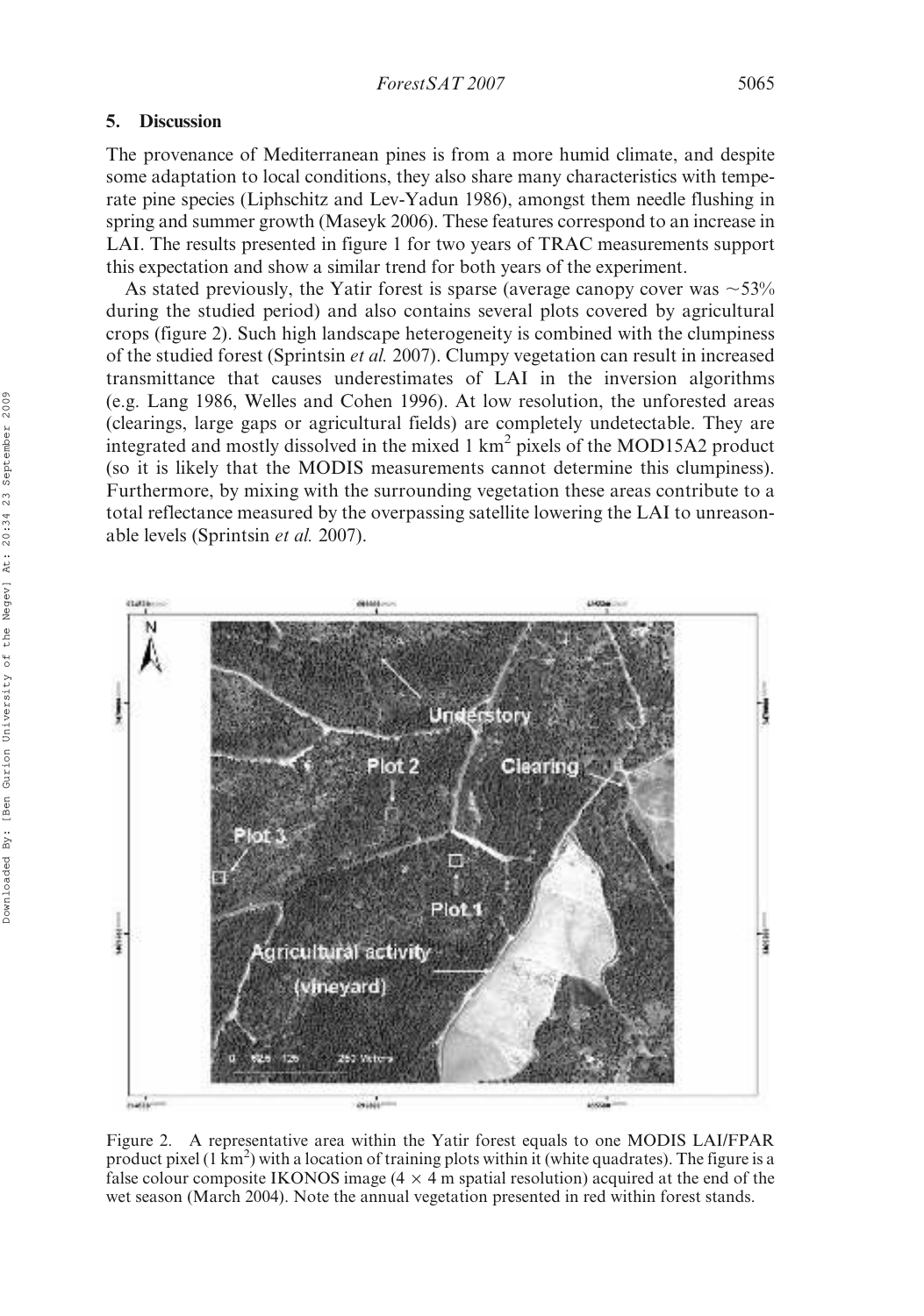## 5. Discussion

The provenance of Mediterranean pines is from a more humid climate, and despite some adaptation to local conditions, they also share many characteristics with temperate pine species (Liphschitz and Lev-Yadun 1986), amongst them needle flushing in spring and summer growth (Maseyk 2006). These features correspond to an increase in LAI. The results presented in figure 1 for two years of TRAC measurements support this expectation and show a similar trend for both years of the experiment.

As stated previously, the Yatir forest is sparse (average canopy cover was ~53% during the studied period) and also contains several plots covered by agricultural crops (figure 2). Such high landscape heterogeneity is combined with the clumpiness of the studied forest (Sprintsin *et al.* 2007). Clumpy vegetation can result in increased transmittance that causes underestimates of LAI in the inversion algorithms (e.g. Lang 1986, Welles and Cohen 1996). At low resolution, the unforested areas (clearings, large gaps or agricultural fields) are completely undetectable. They are integrated and mostly dissolved in the mixed 1 $km^2$ pixels of the MOD15A2 product (so it is likely that the MODIS measurements cannot determine this clumpiness). Furthermore, by mixing with the surrounding vegetation these areas contribute to a total reflectance measured by the overpassing satellite lowering the LAI to unreasonable levels (Sprintsin *et al.* 2007).

N

Understory

Plot 2

Clearing

Plot 3

Plot 1

Agricultural activity (vineyard)

Figure 2. A representative area within the Yatir forest equals to one MODIS LAI/FPAR product pixel (1 $km^2$) with a location of training plots within it (white quadrates). The figure is a false colour composite IKONOS image (4 × 4 m spatial resolution) acquired at the end of the wet season (March 2004). Note the annual vegetation presented in red within forest stands.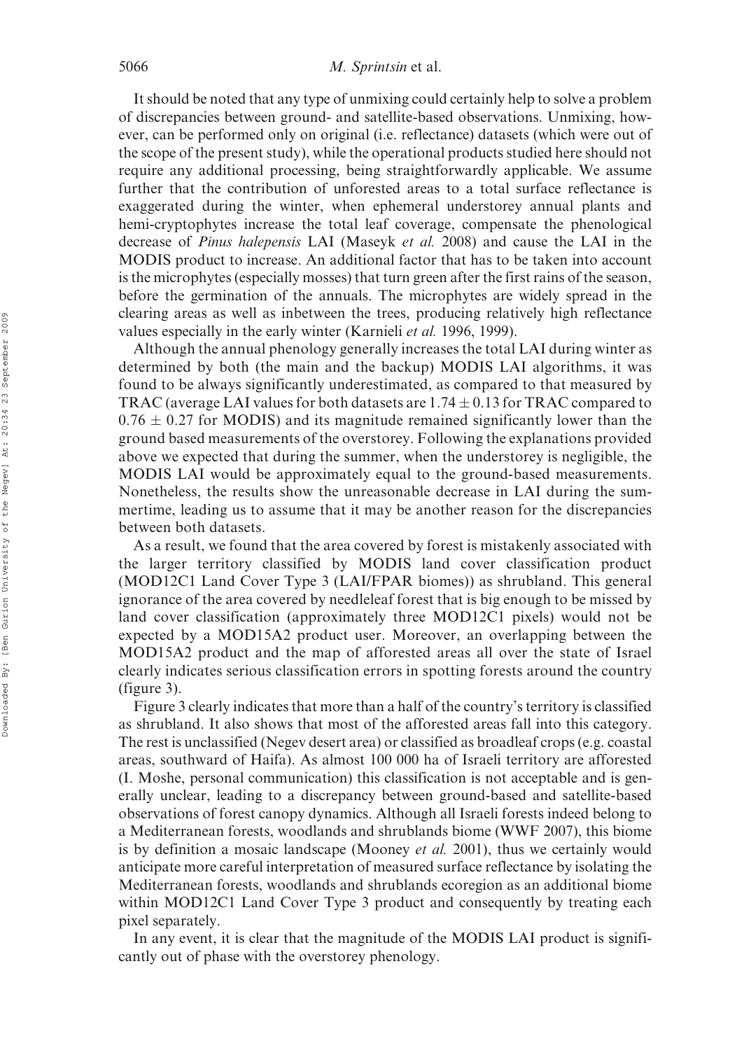It should be noted that any type of unmixing could certainly help to solve a problem of discrepancies between ground- and satellite-based observations. Unmixing, however, can be performed only on original (i.e. reflectance) datasets (which were out of the scope of the present study), while the operational products studied here should not require any additional processing, being straightforwardly applicable. We assume further that the contribution of unforested areas to a total surface reflectance is exaggerated during the winter, when ephemeral understorey annual plants and hemi-cryptophytes increase the total leaf coverage, compensate the phenological decrease of *Pinus halepensis* LAI (Maseyk *et al.* 2008) and cause the LAI in the MODIS product to increase. An additional factor that has to be taken into account is the microphytes (especially mosses) that turn green after the first rains of the season, before the germination of the annuals. The microphytes are widely spread in the clearing areas as well as inbetween the trees, producing relatively high reflectance values especially in the early winter (Karnieli *et al.* 1996, 1999).

Although the annual phenology generally increases the total LAI during winter as determined by both (the main and the backup) MODIS LAI algorithms, it was found to be always significantly underestimated, as compared to that measured by TRAC (average LAI values for both datasets are $1.74 \pm 0.13$ for TRAC compared to $0.76 \pm 0.27$ for MODIS) and its magnitude remained significantly lower than the ground based measurements of the overstorey. Following the explanations provided above we expected that during the summer, when the understorey is negligible, the MODIS LAI would be approximately equal to the ground-based measurements. Nonetheless, the results show the unreasonable decrease in LAI during the summertime, leading us to assume that it may be another reason for the discrepancies between both datasets.

As a result, we found that the area covered by forest is mistakenly associated with the larger territory classified by MODIS land cover classification product (MOD12C1 Land Cover Type 3 (LAI/FPAR biomes)) as shrubland. This general ignorance of the area covered by needleleaf forest that is big enough to be missed by land cover classification (approximately three MOD12C1 pixels) would not be expected by a MOD15A2 product user. Moreover, an overlapping between the MOD15A2 product and the map of afforested areas all over the state of Israel clearly indicates serious classification errors in spotting forests around the country (figure 3).

Figure 3 clearly indicates that more than a half of the country's territory is classified as shrubland. It also shows that most of the afforested areas fall into this category. The rest is unclassified (Negev desert area) or classified as broadleaf crops (e.g. coastal areas, southward of Haifa). As almost 100 000 ha of Israeli territory are afforested (I. Moshe, personal communication) this classification is not acceptable and is generally unclear, leading to a discrepancy between ground-based and satellite-based observations of forest canopy dynamics. Although all Israeli forests indeed belong to a Mediterranean forests, woodlands and shrublands biome (WWF 2007), this biome is by definition a mosaic landscape (Mooney *et al.* 2001), thus we certainly would anticipate more careful interpretation of measured surface reflectance by isolating the Mediterranean forests, woodlands and shrublands ecoregion as an additional biome within MOD12C1 Land Cover Type 3 product and consequently by treating each pixel separately.

In any event, it is clear that the magnitude of the MODIS LAI product is significantly out of phase with the overstorey phenology.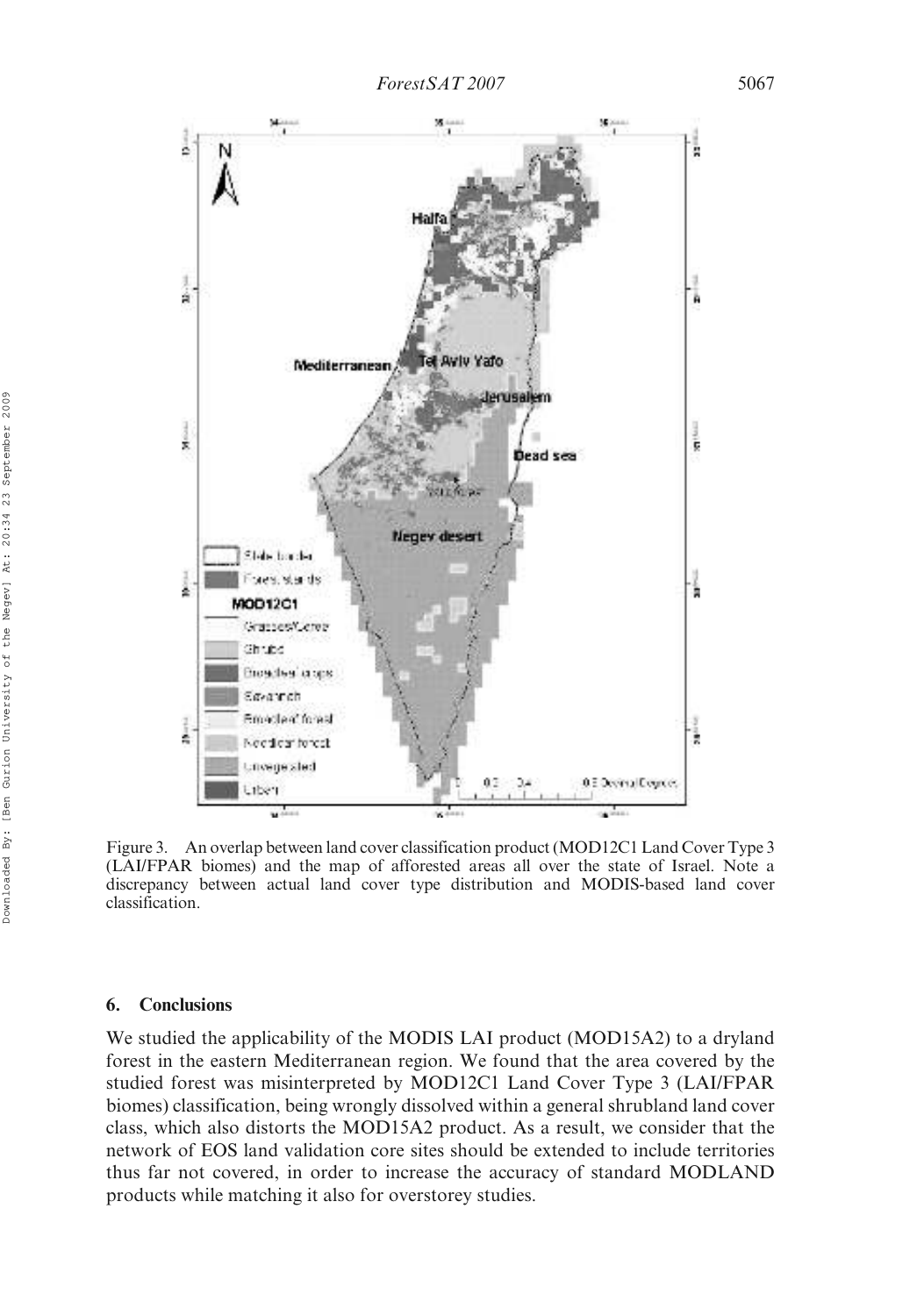N

Haifa

Mediterranean

Tel Aviv Yafo

Jerusalem

Dead sea

Negev desert

State border

Forest stands

MOD12C1

Grasses/Cereal

Shrubs

Broadleaf crops

Savannah

Broadleaf forest

Needleaf forest

Unvegetated

Urban

0 0.2 0.4 0.8 Decimal Degrees

Figure 3. An overlap between land cover classification product (MOD12C1 Land Cover Type 3 (LAI/FPAR biomes) and the map of afforested areas all over the state of Israel. Note a discrepancy between actual land cover type distribution and MODIS-based land cover classification.

## 6. Conclusions

We studied the applicability of the MODIS LAI product (MOD15A2) to a dryland forest in the eastern Mediterranean region. We found that the area covered by the studied forest was misinterpreted by MOD12C1 Land Cover Type 3 (LAI/FPAR biomes) classification, being wrongly dissolved within a general shrubland land cover class, which also distorts the MOD15A2 product. As a result, we consider that the network of EOS land validation core sites should be extended to include territories thus far not covered, in order to increase the accuracy of standard MODLAND products while matching it also for overstorey studies.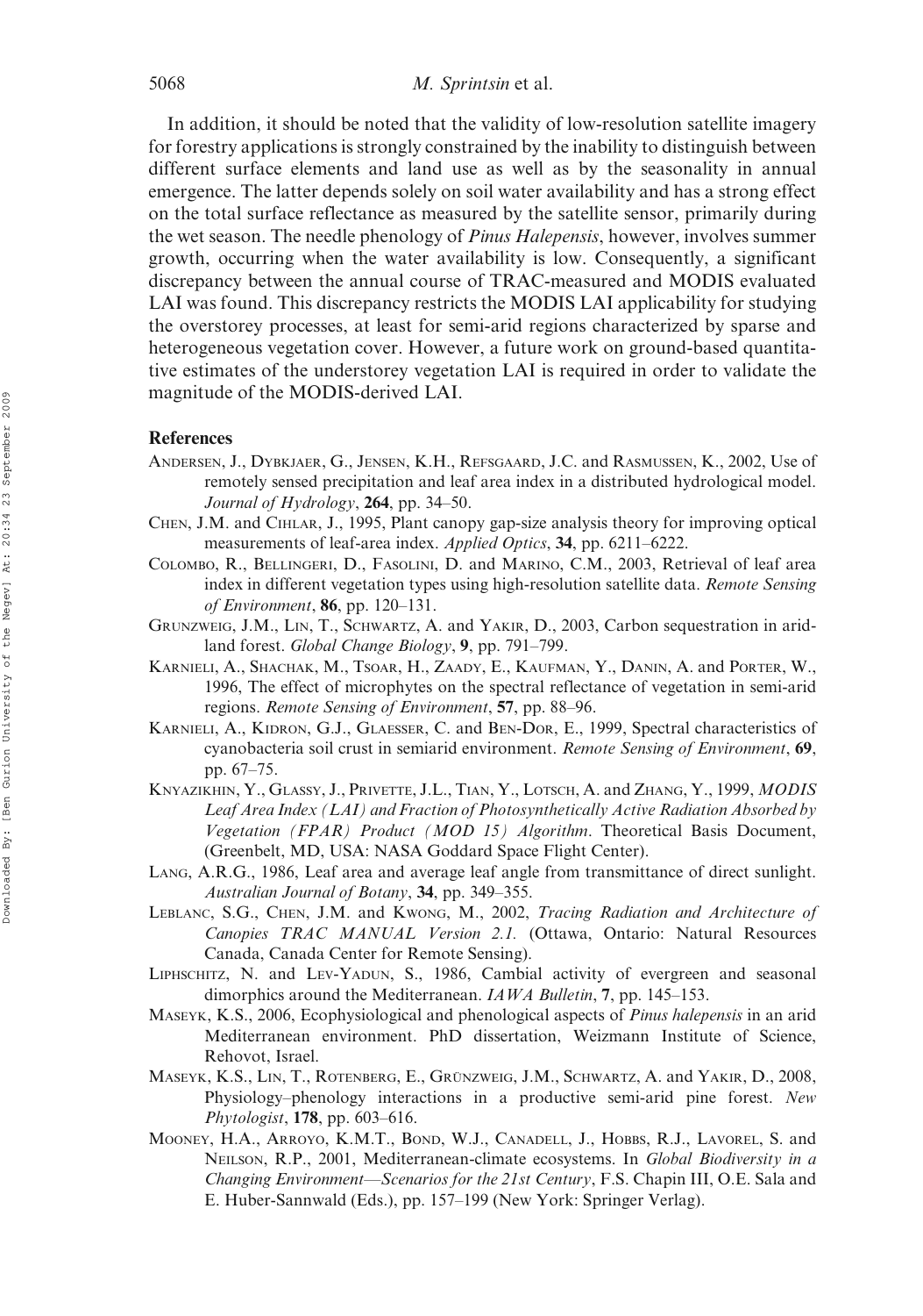In addition, it should be noted that the validity of low-resolution satellite imagery for forestry applications is strongly constrained by the inability to distinguish between different surface elements and land use as well as by the seasonality in annual emergence. The latter depends solely on soil water availability and has a strong effect on the total surface reflectance as measured by the satellite sensor, primarily during the wet season. The needle phenology of *Pinus Halepensis*, however, involves summer growth, occurring when the water availability is low. Consequently, a significant discrepancy between the annual course of TRAC-measured and MODIS evaluated LAI was found. This discrepancy restricts the MODIS LAI applicability for studying the overstorey processes, at least for semi-arid regions characterized by sparse and heterogeneous vegetation cover. However, a future work on ground-based quantitative estimates of the understorey vegetation LAI is required in order to validate the magnitude of the MODIS-derived LAI.

## References

Andersen, J., Dybkjaer, G., Jensen, K.H., Refsgaard, J.C. and Rasmussen, K., 2002, Use of remotely sensed precipitation and leaf area index in a distributed hydrological model. *Journal of Hydrology*, **264**, pp. 34–50.

Chen, J.M. and Cihlar, J., 1995, Plant canopy gap-size analysis theory for improving optical measurements of leaf-area index. *Applied Optics*, **34**, pp. 6211–6222.

Colombo, R., Bellingeri, D., Fasolini, D. and Marino, C.M., 2003, Retrieval of leaf area index in different vegetation types using high-resolution satellite data. *Remote Sensing of Environment*, **86**, pp. 120–131.

Grunzweig, J.M., Lin, T., Schwartz, A. and Yakir, D., 2003, Carbon sequestration in arid-land forest. *Global Change Biology*, **9**, pp. 791–799.

Karnieli, A., Shachak, M., Tsoar, H., Zaady, E., Kaufman, Y., Danin, A. and Porter, W., 1996, The effect of microphytes on the spectral reflectance of vegetation in semi-arid regions. *Remote Sensing of Environment*, **57**, pp. 88–96.

Karnieli, A., Kidron, G.J., Glaesser, C. and Ben-Dor, E., 1999, Spectral characteristics of cyanobacteria soil crust in semiarid environment. *Remote Sensing of Environment*, **69**, pp. 67–75.

Knyazikhin, Y., Glassy, J., Privette, J.L., Tian, Y., Lotsch, A. and Zhang, Y., 1999, *MODIS Leaf Area Index (LAI) and Fraction of Photosynthetically Active Radiation Absorbed by Vegetation (FPAR) Product (MOD 15) Algorithm*. Theoretical Basis Document, (Greenbelt, MD, USA: NASA Goddard Space Flight Center).

Lang, A.R.G., 1986, Leaf area and average leaf angle from transmittance of direct sunlight. *Australian Journal of Botany*, **34**, pp. 349–355.

Leblanc, S.G., Chen, J.M. and Kwong, M., 2002, *Tracing Radiation and Architecture of Canopies TRAC MANUAL Version 2.1.* (Ottawa, Ontario: Natural Resources Canada, Canada Center for Remote Sensing).

Liphschitz, N. and Lev-Yadun, S., 1986, Cambial activity of evergreen and seasonal dimorphics around the Mediterranean. *IAWA Bulletin*, **7**, pp. 145–153.

Maseyk, K.S., 2006, Ecophysiological and phenological aspects of *Pinus halepensis* in an arid Mediterranean environment. PhD dissertation, Weizmann Institute of Science, Rehovot, Israel.

Maseyk, K.S., Lin, T., Rotenberg, E., Grünzweig, J.M., Schwartz, A. and Yakir, D., 2008, Physiology–phenology interactions in a productive semi-arid pine forest. *New Phytologist*, **178**, pp. 603–616.

Mooney, H.A., Arroyo, K.M.T., Bond, W.J., Canadell, J., Hobbs, R.J., Lavorel, S. and Neilson, R.P., 2001, Mediterranean-climate ecosystems. In *Global Biodiversity in a Changing Environment—Scenarios for the 21st Century*, F.S. Chapin III, O.E. Sala and E. Huber-Sannwald (Eds.), pp. 157–199 (New York: Springer Verlag).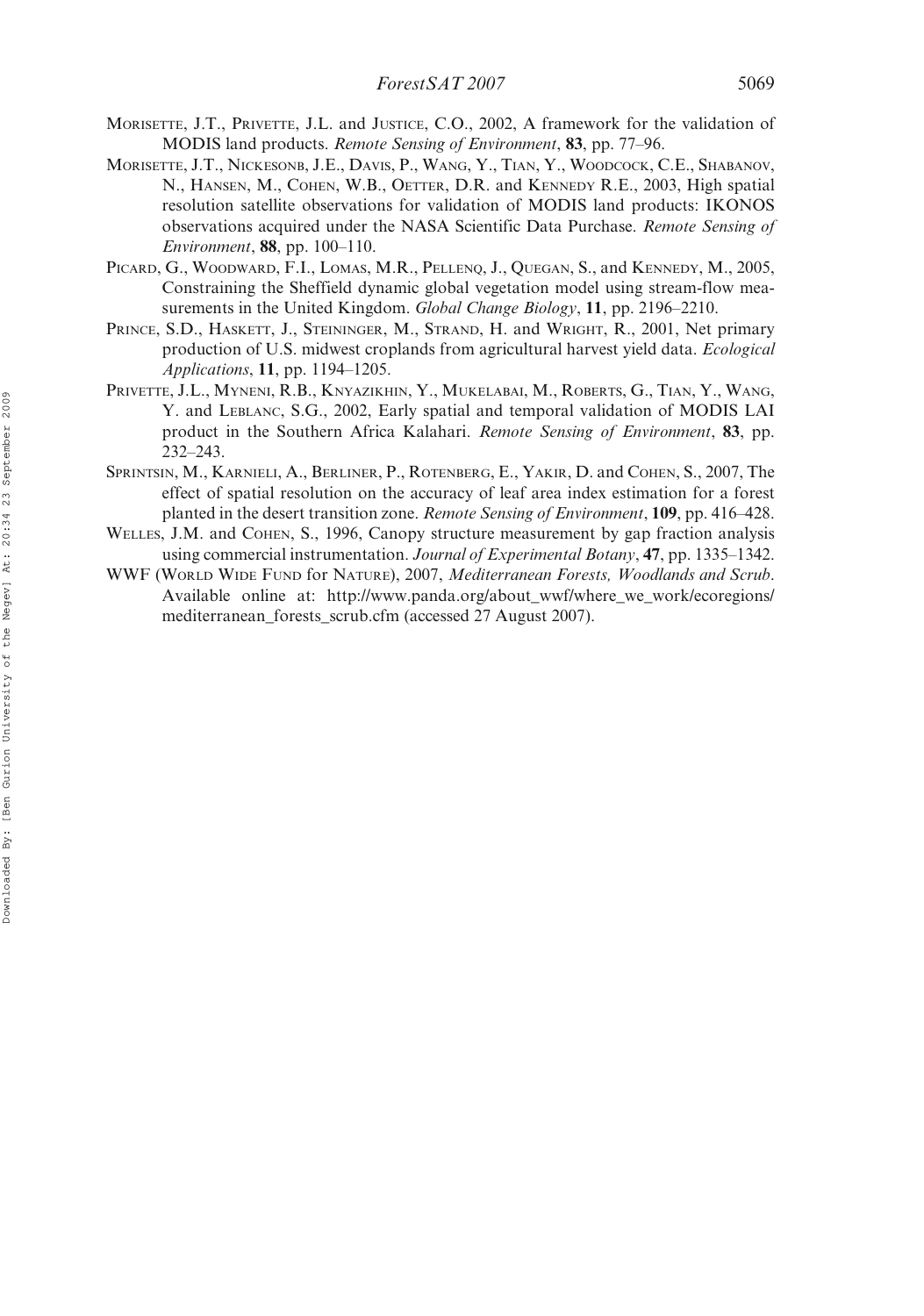Morisette, J.T., Privette, J.L. and Justice, C.O., 2002, A framework for the validation of MODIS land products. *Remote Sensing of Environment*, **83**, pp. 77–96.

Morisette, J.T., Nickesonb, J.E., Davis, P., Wang, Y., Tian, Y., Woodcock, C.E., Shabanov, N., Hansen, M., Cohen, W.B., Oetter, D.R. and Kennedy R.E., 2003, High spatial resolution satellite observations for validation of MODIS land products: IKONOS observations acquired under the NASA Scientific Data Purchase. *Remote Sensing of Environment*, **88**, pp. 100–110.

Picard, G., Woodward, F.I., Lomas, M.R., Pellenq, J., Quegan, S., and Kennedy, M., 2005, Constraining the Sheffield dynamic global vegetation model using stream-flow measurements in the United Kingdom. *Global Change Biology*, **11**, pp. 2196–2210.

Prince, S.D., Haskett, J., Steininger, M., Strand, H. and Wright, R., 2001, Net primary production of U.S. midwest croplands from agricultural harvest yield data. *Ecological Applications*, **11**, pp. 1194–1205.

Privette, J.L., Myneni, R.B., Knyazikhin, Y., Mukelabai, M., Roberts, G., Tian, Y., Wang, Y. and Leblanc, S.G., 2002, Early spatial and temporal validation of MODIS LAI product in the Southern Africa Kalahari. *Remote Sensing of Environment*, **83**, pp. 232–243.

Sprintsin, M., Karnieli, A., Berliner, P., Rotenberg, E., Yakir, D. and Cohen, S., 2007, The effect of spatial resolution on the accuracy of leaf area index estimation for a forest planted in the desert transition zone. *Remote Sensing of Environment*, **109**, pp. 416–428.

Welles, J.M. and Cohen, S., 1996, Canopy structure measurement by gap fraction analysis using commercial instrumentation. *Journal of Experimental Botany*, **47**, pp. 1335–1342.

WWF (World Wide Fund for Nature), 2007, *Mediterranean Forests, Woodlands and Scrub*. Available online at: http://www.panda.org/about_wwf/where_we_work/ecoregions/mediterranean_forests_scrub.cfm (accessed 27 August 2007).